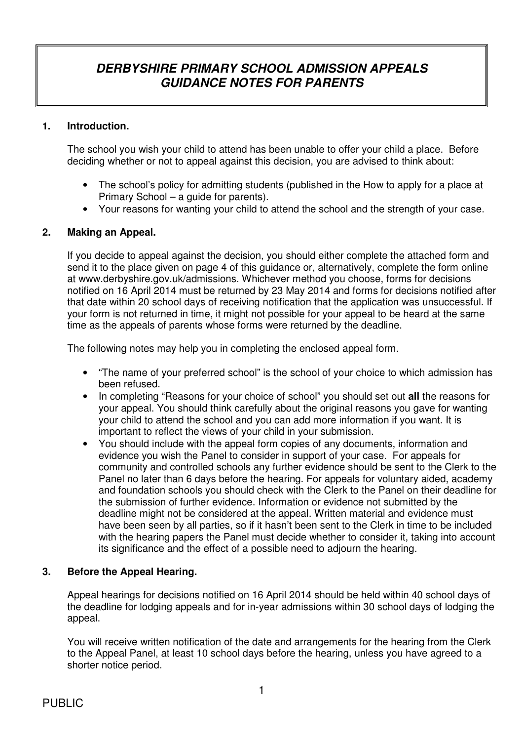# DERBYSHIRE PRIMARY SCHOOL ADMISSION APPEALS GUIDANCE NOTES FOR PARENTS

## 1. Introduction.

The school you wish your child to attend has been unable to offer your child a place. Before deciding whether or not to appeal against this decision, you are advised to think about:

- The school's policy for admitting students (published in the How to apply for a place at Primary School – a guide for parents).
- Your reasons for wanting your child to attend the school and the strength of your case.

## 2. Making an Appeal.

If you decide to appeal against the decision, you should either complete the attached form and send it to the place given on page 4 of this guidance or, alternatively, complete the form online at www.derbyshire.gov.uk/admissions. Whichever method you choose, forms for decisions notified on 16 April 2014 must be returned by 23 May 2014 and forms for decisions notified after that date within 20 school days of receiving notification that the application was unsuccessful. If your form is not returned in time, it might not possible for your appeal to be heard at the same time as the appeals of parents whose forms were returned by the deadline.

The following notes may help you in completing the enclosed appeal form.

- "The name of your preferred school" is the school of your choice to which admission has been refused.
- In completing "Reasons for your choice of school" you should set out **all** the reasons for your appeal. You should think carefully about the original reasons you gave for wanting your child to attend the school and you can add more information if you want. It is important to reflect the views of your child in your submission.
- You should include with the appeal form copies of any documents, information and evidence you wish the Panel to consider in support of your case. For appeals for community and controlled schools any further evidence should be sent to the Clerk to the Panel no later than 6 days before the hearing. For appeals for voluntary aided, academy and foundation schools you should check with the Clerk to the Panel on their deadline for the submission of further evidence. Information or evidence not submitted by the deadline might not be considered at the appeal. Written material and evidence must have been seen by all parties, so if it hasn't been sent to the Clerk in time to be included with the hearing papers the Panel must decide whether to consider it, taking into account its significance and the effect of a possible need to adjourn the hearing.

## 3. Before the Appeal Hearing.

Appeal hearings for decisions notified on 16 April 2014 should be held within 40 school days of the deadline for lodging appeals and for in-year admissions within 30 school days of lodging the appeal.

You will receive written notification of the date and arrangements for the hearing from the Clerk to the Appeal Panel, at least 10 school days before the hearing, unless you have agreed to a shorter notice period.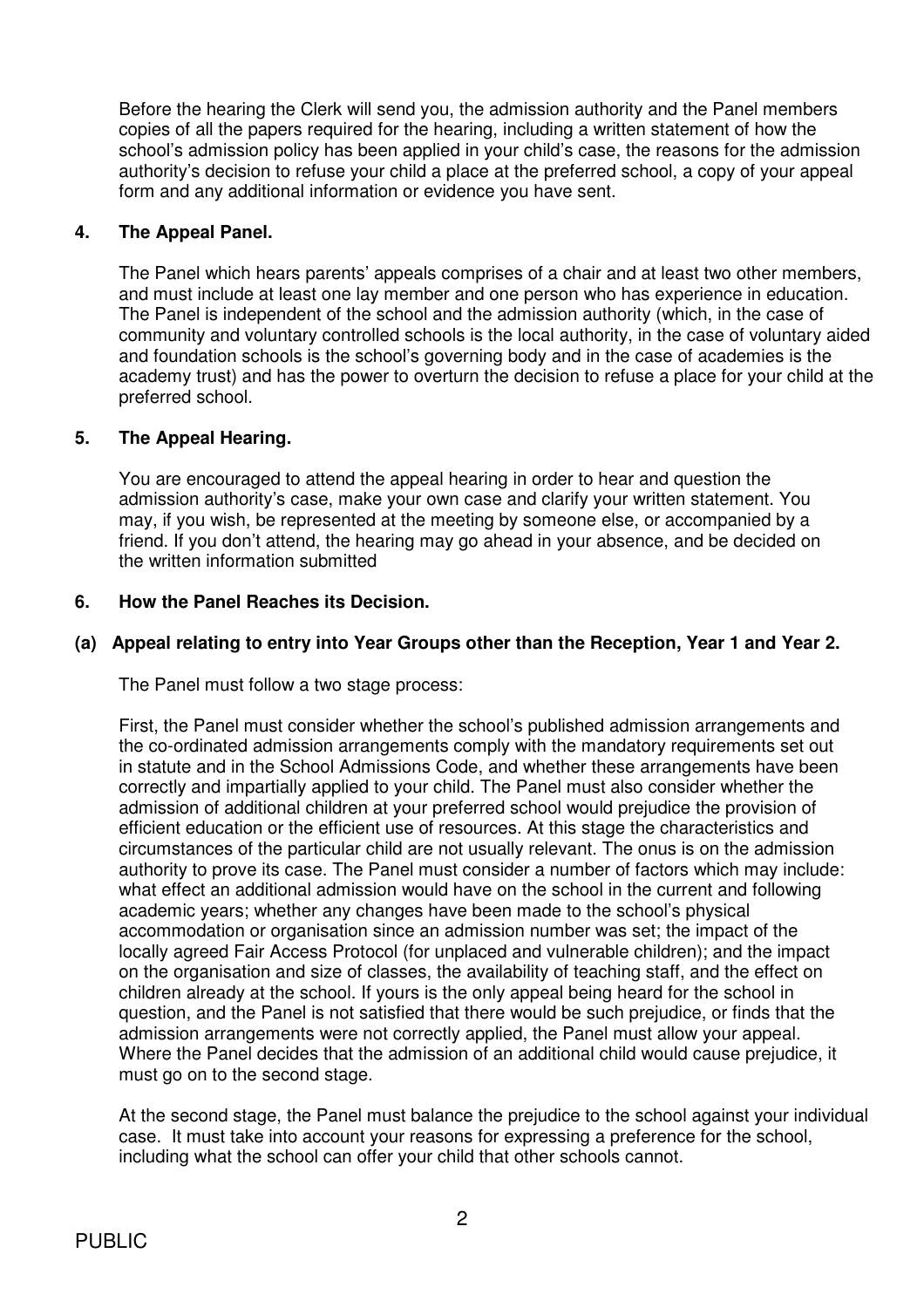Before the hearing the Clerk will send you, the admission authority and the Panel members copies of all the papers required for the hearing, including a written statement of how the school's admission policy has been applied in your child's case, the reasons for the admission authority's decision to refuse your child a place at the preferred school, a copy of your appeal form and any additional information or evidence you have sent.

### 4. The Appeal Panel.

The Panel which hears parents' appeals comprises of a chair and at least two other members, and must include at least one lay member and one person who has experience in education. The Panel is independent of the school and the admission authority (which, in the case of community and voluntary controlled schools is the local authority, in the case of voluntary aided and foundation schools is the school's governing body and in the case of academies is the academy trust) and has the power to overturn the decision to refuse a place for your child at the preferred school.

### 5. The Appeal Hearing.

You are encouraged to attend the appeal hearing in order to hear and question the admission authority's case, make your own case and clarify your written statement. You may, if you wish, be represented at the meeting by someone else, or accompanied by a friend. If you don't attend, the hearing may go ahead in your absence, and be decided on the written information submitted

### 6. How the Panel Reaches its Decision.

#### (a) Appeal relating to entry into Year Groups other than the Reception, Year 1 and Year 2.

The Panel must follow a two stage process:

First, the Panel must consider whether the school's published admission arrangements and the co-ordinated admission arrangements comply with the mandatory requirements set out in statute and in the School Admissions Code, and whether these arrangements have been correctly and impartially applied to your child. The Panel must also consider whether the admission of additional children at your preferred school would prejudice the provision of efficient education or the efficient use of resources. At this stage the characteristics and circumstances of the particular child are not usually relevant. The onus is on the admission authority to prove its case. The Panel must consider a number of factors which may include: what effect an additional admission would have on the school in the current and following academic years; whether any changes have been made to the school's physical accommodation or organisation since an admission number was set; the impact of the locally agreed Fair Access Protocol (for unplaced and vulnerable children); and the impact on the organisation and size of classes, the availability of teaching staff, and the effect on children already at the school. If yours is the only appeal being heard for the school in question, and the Panel is not satisfied that there would be such prejudice, or finds that the admission arrangements were not correctly applied, the Panel must allow your appeal. Where the Panel decides that the admission of an additional child would cause prejudice, it must go on to the second stage.

At the second stage, the Panel must balance the prejudice to the school against your individual case. It must take into account your reasons for expressing a preference for the school, including what the school can offer your child that other schools cannot.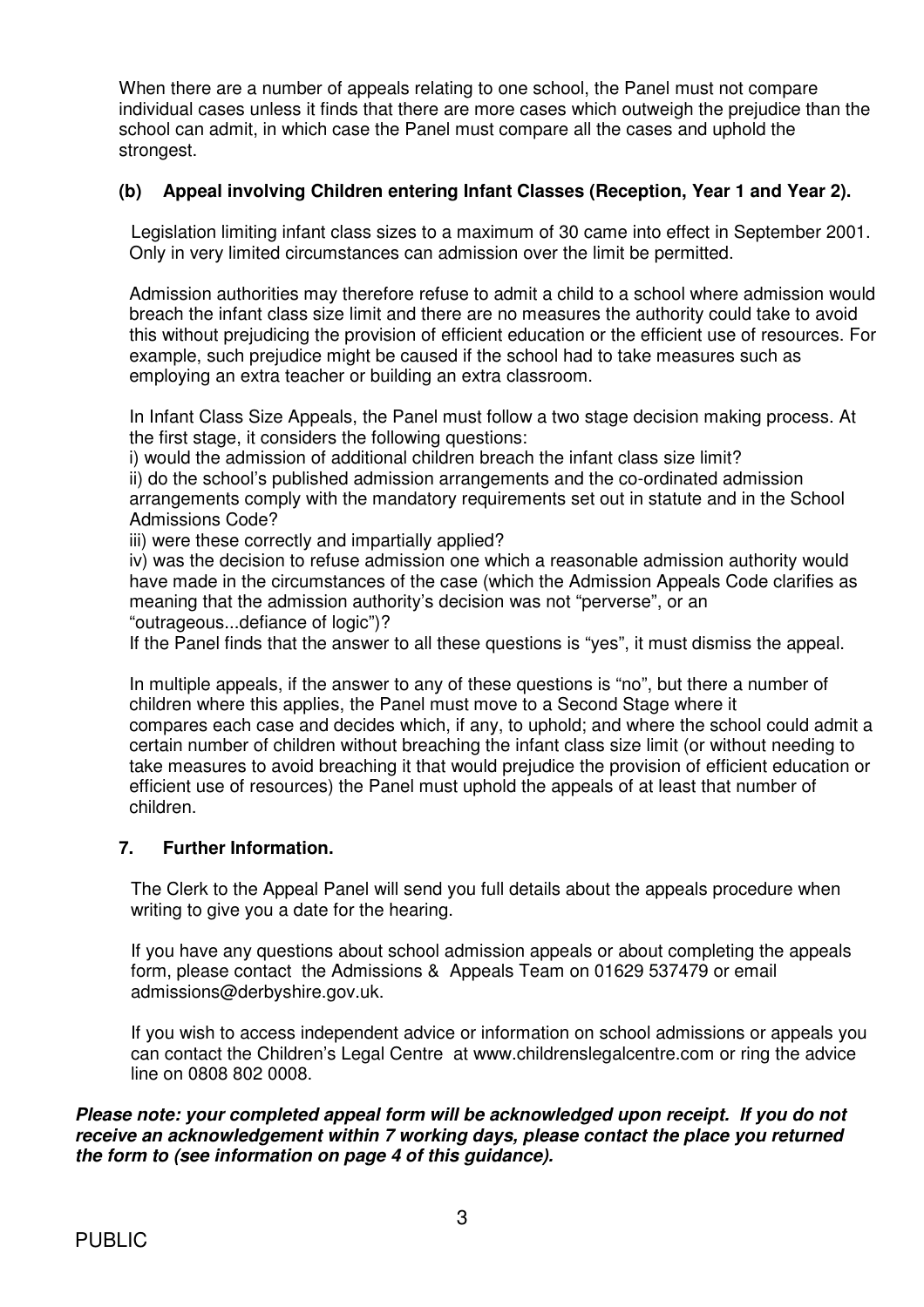When there are a number of appeals relating to one school, the Panel must not compare individual cases unless it finds that there are more cases which outweigh the prejudice than the school can admit, in which case the Panel must compare all the cases and uphold the strongest.

### (b) Appeal involving Children entering Infant Classes (Reception, Year 1 and Year 2).

Legislation limiting infant class sizes to a maximum of 30 came into effect in September 2001. Only in very limited circumstances can admission over the limit be permitted.

Admission authorities may therefore refuse to admit a child to a school where admission would breach the infant class size limit and there are no measures the authority could take to avoid this without prejudicing the provision of efficient education or the efficient use of resources. For example, such prejudice might be caused if the school had to take measures such as employing an extra teacher or building an extra classroom.

In Infant Class Size Appeals, the Panel must follow a two stage decision making process. At the first stage, it considers the following questions:

i) would the admission of additional children breach the infant class size limit?
ii) do the school's published admission arrangements and the co-ordinated admission arrangements comply with the mandatory requirements set out in statute and in the School Admissions Code?
iii) were these correctly and impartially applied?
iv) was the decision to refuse admission one which a reasonable admission authority would have made in the circumstances of the case (which the Admission Appeals Code clarifies as meaning that the admission authority's decision was not "perverse", or an "outrageous...defiance of logic")?

If the Panel finds that the answer to all these questions is "yes", it must dismiss the appeal.

In multiple appeals, if the answer to any of these questions is "no", but there a number of children where this applies, the Panel must move to a Second Stage where it compares each case and decides which, if any, to uphold; and where the school could admit a certain number of children without breaching the infant class size limit (or without needing to take measures to avoid breaching it that would prejudice the provision of efficient education or efficient use of resources) the Panel must uphold the appeals of at least that number of children.

## 7. Further Information.

The Clerk to the Appeal Panel will send you full details about the appeals procedure when writing to give you a date for the hearing.

If you have any questions about school admission appeals or about completing the appeals form, please contact the Admissions & Appeals Team on 01629 537479 or email admissions@derbyshire.gov.uk.

If you wish to access independent advice or information on school admissions or appeals you can contact the Children's Legal Centre at www.childrenslegalcentre.com or ring the advice line on 0808 802 0008.

***Please note: your completed appeal form will be acknowledged upon receipt. If you do not receive an acknowledgement within 7 working days, please contact the place you returned the form to (see information on page 4 of this guidance).***

PUBLIC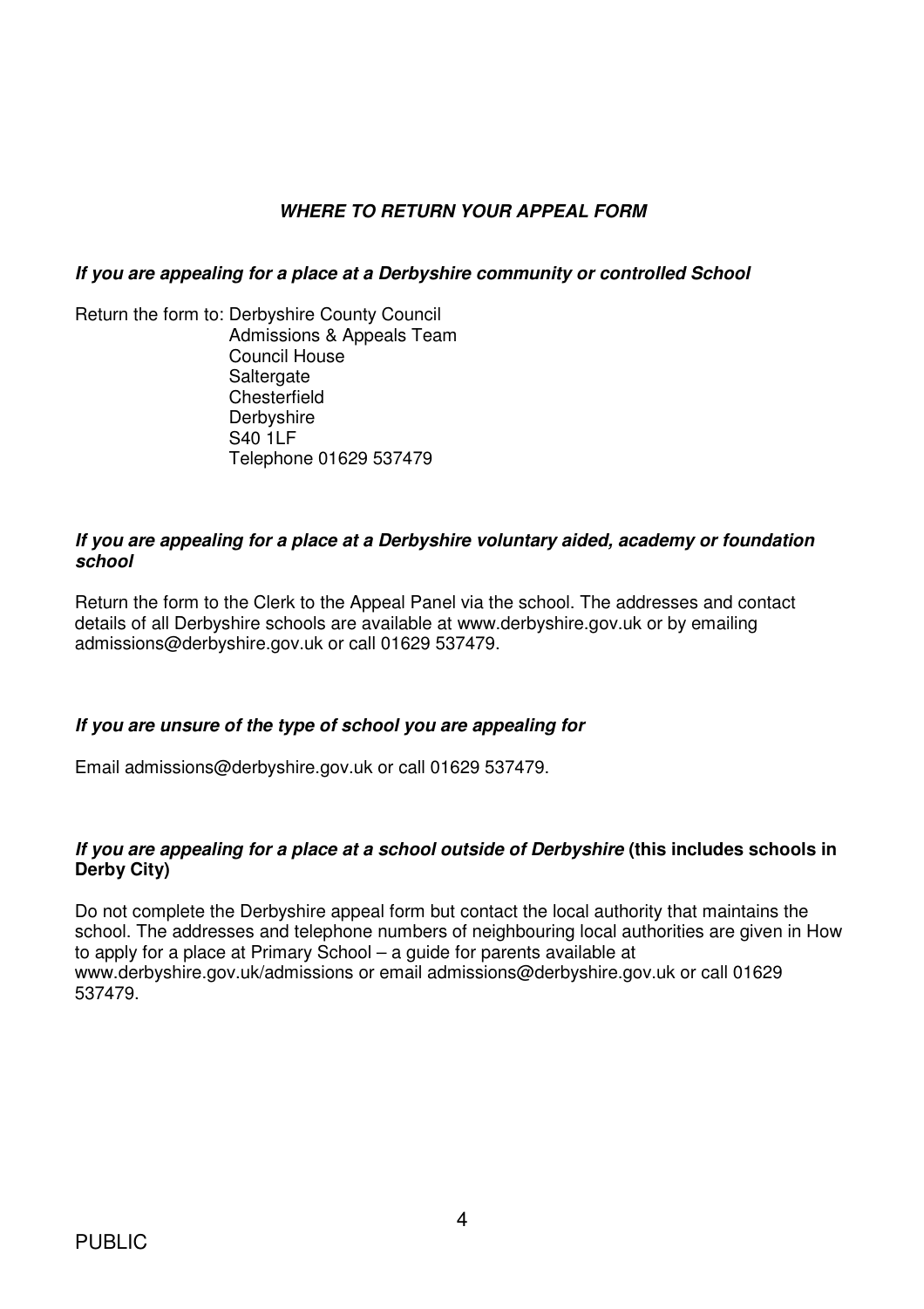## *WHERE TO RETURN YOUR APPEAL FORM*

***If you are appealing for a place at a Derbyshire community or controlled School***

Return the form to: Derbyshire County Council
Admissions & Appeals Team
Council House
Saltergate
Chesterfield
Derbyshire
S40 1LF
Telephone 01629 537479

***If you are appealing for a place at a Derbyshire voluntary aided, academy or foundation school***

Return the form to the Clerk to the Appeal Panel via the school. The addresses and contact details of all Derbyshire schools are available at www.derbyshire.gov.uk or by emailing admissions@derbyshire.gov.uk or call 01629 537479.

***If you are unsure of the type of school you are appealing for***

Email admissions@derbyshire.gov.uk or call 01629 537479.

***If you are appealing for a place at a school outside of Derbyshire* (this includes schools in Derby City)**

Do not complete the Derbyshire appeal form but contact the local authority that maintains the school. The addresses and telephone numbers of neighbouring local authorities are given in How to apply for a place at Primary School – a guide for parents available at www.derbyshire.gov.uk/admissions or email admissions@derbyshire.gov.uk or call 01629 537479.

PUBLIC